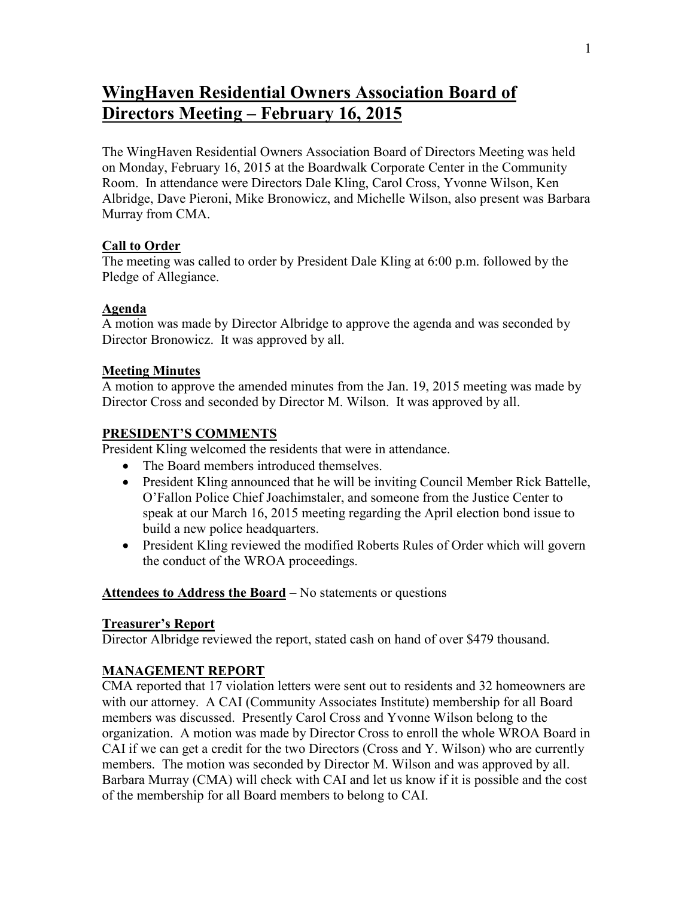# WingHaven Residential Owners Association Board of Directors Meeting – February 16, 2015

The WingHaven Residential Owners Association Board of Directors Meeting was held on Monday, February 16, 2015 at the Boardwalk Corporate Center in the Community Room. In attendance were Directors Dale Kling, Carol Cross, Yvonne Wilson, Ken Albridge, Dave Pieroni, Mike Bronowicz, and Michelle Wilson, also present was Barbara Murray from CMA.

## Call to Order

The meeting was called to order by President Dale Kling at 6:00 p.m. followed by the Pledge of Allegiance.

## Agenda

A motion was made by Director Albridge to approve the agenda and was seconded by Director Bronowicz. It was approved by all.

## Meeting Minutes

A motion to approve the amended minutes from the Jan. 19, 2015 meeting was made by Director Cross and seconded by Director M. Wilson. It was approved by all.

## PRESIDENT'S COMMENTS

President Kling welcomed the residents that were in attendance.

- The Board members introduced themselves.
- President Kling announced that he will be inviting Council Member Rick Battelle, O'Fallon Police Chief Joachimstaler, and someone from the Justice Center to speak at our March 16, 2015 meeting regarding the April election bond issue to build a new police headquarters.
- President Kling reviewed the modified Roberts Rules of Order which will govern the conduct of the WROA proceedings.

**Attendees to Address the Board** – No statements or questions

## Treasurer's Report

Director Albridge reviewed the report, stated cash on hand of over $479 thousand.

## MANAGEMENT REPORT

CMA reported that 17 violation letters were sent out to residents and 32 homeowners are with our attorney. A CAI (Community Associates Institute) membership for all Board members was discussed. Presently Carol Cross and Yvonne Wilson belong to the organization. A motion was made by Director Cross to enroll the whole WROA Board in CAI if we can get a credit for the two Directors (Cross and Y. Wilson) who are currently members. The motion was seconded by Director M. Wilson and was approved by all. Barbara Murray (CMA) will check with CAI and let us know if it is possible and the cost of the membership for all Board members to belong to CAI.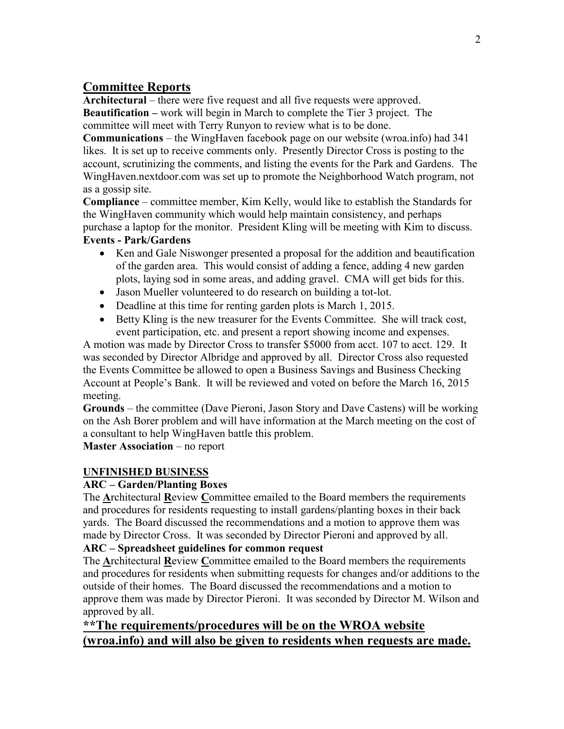## Committee Reports

**Architectural** – there were five request and all five requests were approved.
**Beautification –** work will begin in March to complete the Tier 3 project. The committee will meet with Terry Runyon to review what is to be done.
**Communications** – the WingHaven facebook page on our website (wroa.info) had 341 likes. It is set up to receive comments only. Presently Director Cross is posting to the account, scrutinizing the comments, and listing the events for the Park and Gardens. The WingHaven.nextdoor.com was set up to promote the Neighborhood Watch program, not as a gossip site.
**Compliance** – committee member, Kim Kelly, would like to establish the Standards for the WingHaven community which would help maintain consistency, and perhaps purchase a laptop for the monitor. President Kling will be meeting with Kim to discuss.
**Events - Park/Gardens**

- Ken and Gale Niswonger presented a proposal for the addition and beautification of the garden area. This would consist of adding a fence, adding 4 new garden plots, laying sod in some areas, and adding gravel. CMA will get bids for this.
- Jason Mueller volunteered to do research on building a tot-lot.
- Deadline at this time for renting garden plots is March 1, 2015.
- Betty Kling is the new treasurer for the Events Committee. She will track cost, event participation, etc. and present a report showing income and expenses.

A motion was made by Director Cross to transfer $5000 from acct. 107 to acct. 129. It was seconded by Director Albridge and approved by all. Director Cross also requested the Events Committee be allowed to open a Business Savings and Business Checking Account at People's Bank. It will be reviewed and voted on before the March 16, 2015 meeting.
**Grounds** – the committee (Dave Pieroni, Jason Story and Dave Castens) will be working on the Ash Borer problem and will have information at the March meeting on the cost of a consultant to help WingHaven battle this problem.
**Master Association** – no report

## UNFINISHED BUSINESS

**ARC – Garden/Planting Boxes**

The **A**rchitectural **R**eview **C**ommittee emailed to the Board members the requirements and procedures for residents requesting to install gardens/planting boxes in their back yards. The Board discussed the recommendations and a motion to approve them was made by Director Cross. It was seconded by Director Pieroni and approved by all.

**ARC – Spreadsheet guidelines for common request**

The **A**rchitectural **R**eview **C**ommittee emailed to the Board members the requirements and procedures for residents when submitting requests for changes and/or additions to the outside of their homes. The Board discussed the recommendations and a motion to approve them was made by Director Pieroni. It was seconded by Director M. Wilson and approved by all.

**\*\*The requirements/procedures will be on the WROA website (wroa.info) and will also be given to residents when requests are made.**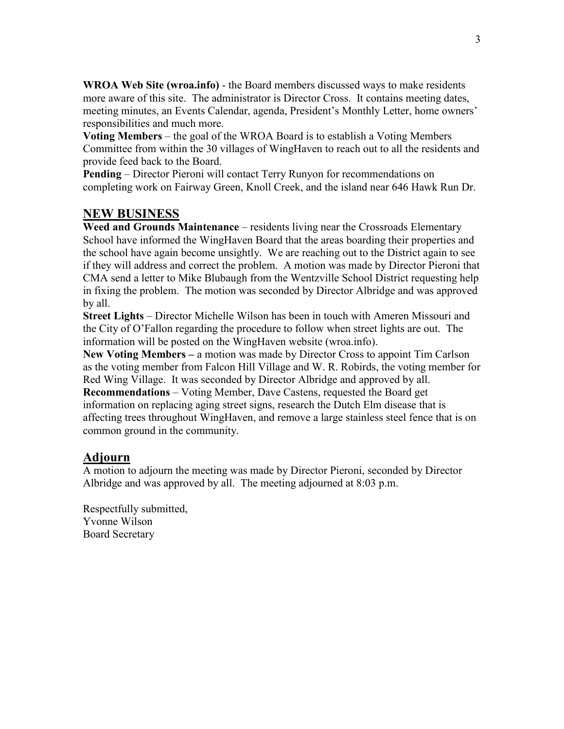**WROA Web Site (wroa.info)** - the Board members discussed ways to make residents more aware of this site. The administrator is Director Cross. It contains meeting dates, meeting minutes, an Events Calendar, agenda, President's Monthly Letter, home owners' responsibilities and much more.

**Voting Members** – the goal of the WROA Board is to establish a Voting Members Committee from within the 30 villages of WingHaven to reach out to all the residents and provide feed back to the Board.

**Pending** – Director Pieroni will contact Terry Runyon for recommendations on completing work on Fairway Green, Knoll Creek, and the island near 646 Hawk Run Dr.

## NEW BUSINESS

**Weed and Grounds Maintenance** – residents living near the Crossroads Elementary School have informed the WingHaven Board that the areas boarding their properties and the school have again become unsightly. We are reaching out to the District again to see if they will address and correct the problem. A motion was made by Director Pieroni that CMA send a letter to Mike Blubaugh from the Wentzville School District requesting help in fixing the problem. The motion was seconded by Director Albridge and was approved by all.

**Street Lights** – Director Michelle Wilson has been in touch with Ameren Missouri and the City of O'Fallon regarding the procedure to follow when street lights are out. The information will be posted on the WingHaven website (wroa.info).

**New Voting Members –** a motion was made by Director Cross to appoint Tim Carlson as the voting member from Falcon Hill Village and W. R. Robirds, the voting member for Red Wing Village. It was seconded by Director Albridge and approved by all.

**Recommendations** – Voting Member, Dave Castens, requested the Board get information on replacing aging street signs, research the Dutch Elm disease that is affecting trees throughout WingHaven, and remove a large stainless steel fence that is on common ground in the community.

## Adjourn

A motion to adjourn the meeting was made by Director Pieroni, seconded by Director Albridge and was approved by all. The meeting adjourned at 8:03 p.m.

Respectfully submitted,
Yvonne Wilson
Board Secretary